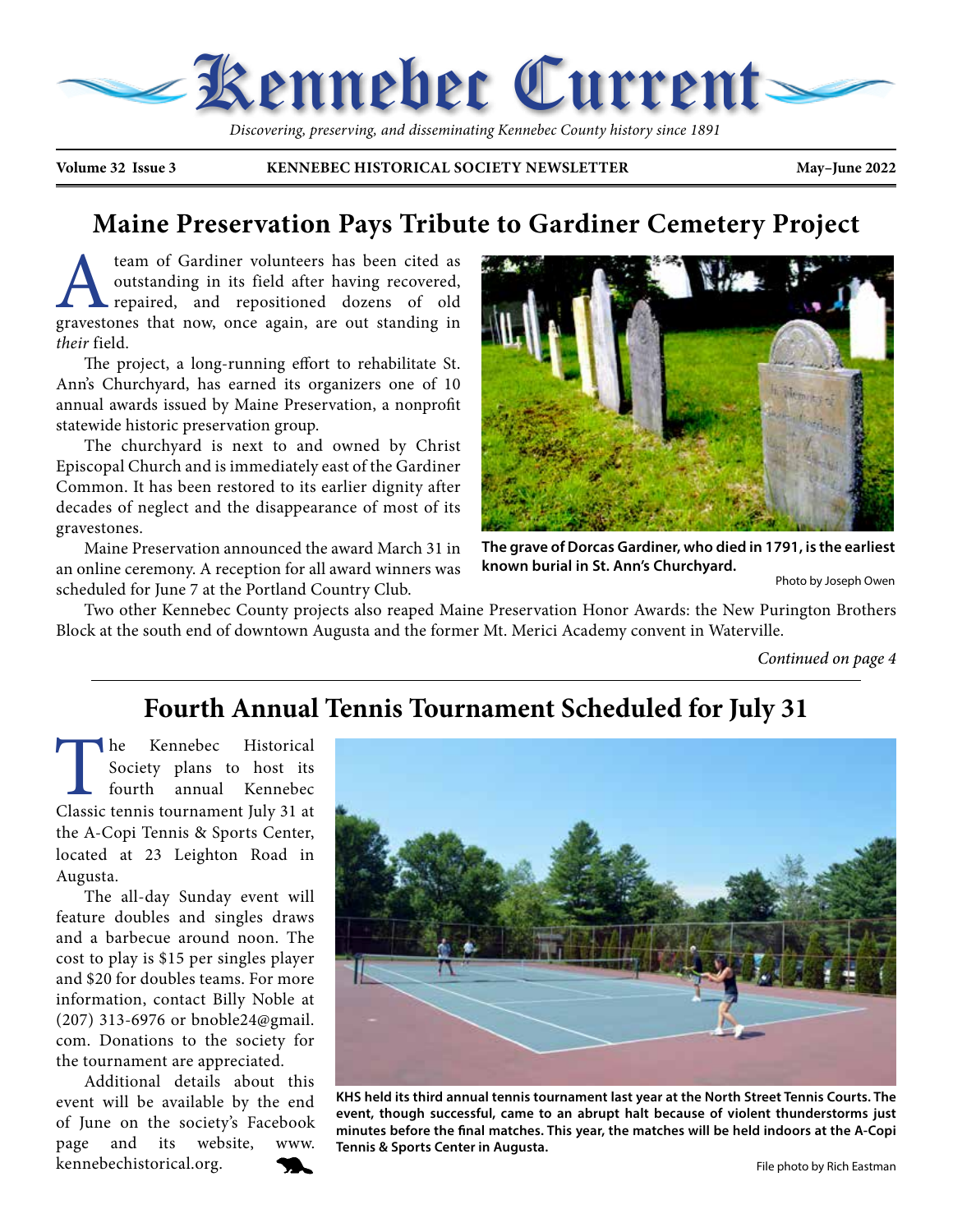# Kennebec Current

*Discovering, preserving, and disseminating Kennebec County history since 1891*

**Volume 32 Issue 3** | **KENNEBEC HISTORICAL SOCIETY NEWSLETTER** | **May–June 2022**

## Maine Preservation Pays Tribute to Gardiner Cemetery Project

A team of Gardiner volunteers has been cited as outstanding in its field after having recovered, repaired, and repositioned dozens of old gravestones that now, once again, are out standing in *their* field.

The project, a long-running effort to rehabilitate St. Ann's Churchyard, has earned its organizers one of 10 annual awards issued by Maine Preservation, a nonprofit statewide historic preservation group.

The churchyard is next to and owned by Christ Episcopal Church and is immediately east of the Gardiner Common. It has been restored to its earlier dignity after decades of neglect and the disappearance of most of its gravestones.

Maine Preservation announced the award March 31 in an online ceremony. A reception for all award winners was scheduled for June 7 at the Portland Country Club.

**The grave of Dorcas Gardiner, who died in 1791, is the earliest known burial in St. Ann's Churchyard.**

Photo by Joseph Owen

Two other Kennebec County projects also reaped Maine Preservation Honor Awards: the New Purington Brothers Block at the south end of downtown Augusta and the former Mt. Merici Academy convent in Waterville.

*Continued on page 4*

## Fourth Annual Tennis Tournament Scheduled for July 31

The Kennebec Historical Society plans to host its fourth annual Kennebec Classic tennis tournament July 31 at the A-Copi Tennis & Sports Center, located at 23 Leighton Road in Augusta.

The all-day Sunday event will feature doubles and singles draws and a barbecue around noon. The cost to play is $15 per singles player and $20 for doubles teams. For more information, contact Billy Noble at (207) 313-6976 or bnoble24@gmail.com. Donations to the society for the tournament are appreciated.

Additional details about this event will be available by the end of June on the society's Facebook page and its website, www.kennebechistorical.org.

**KHS held its third annual tennis tournament last year at the North Street Tennis Courts. The event, though successful, came to an abrupt halt because of violent thunderstorms just minutes before the final matches. This year, the matches will be held indoors at the A-Copi Tennis & Sports Center in Augusta.**

File photo by Rich Eastman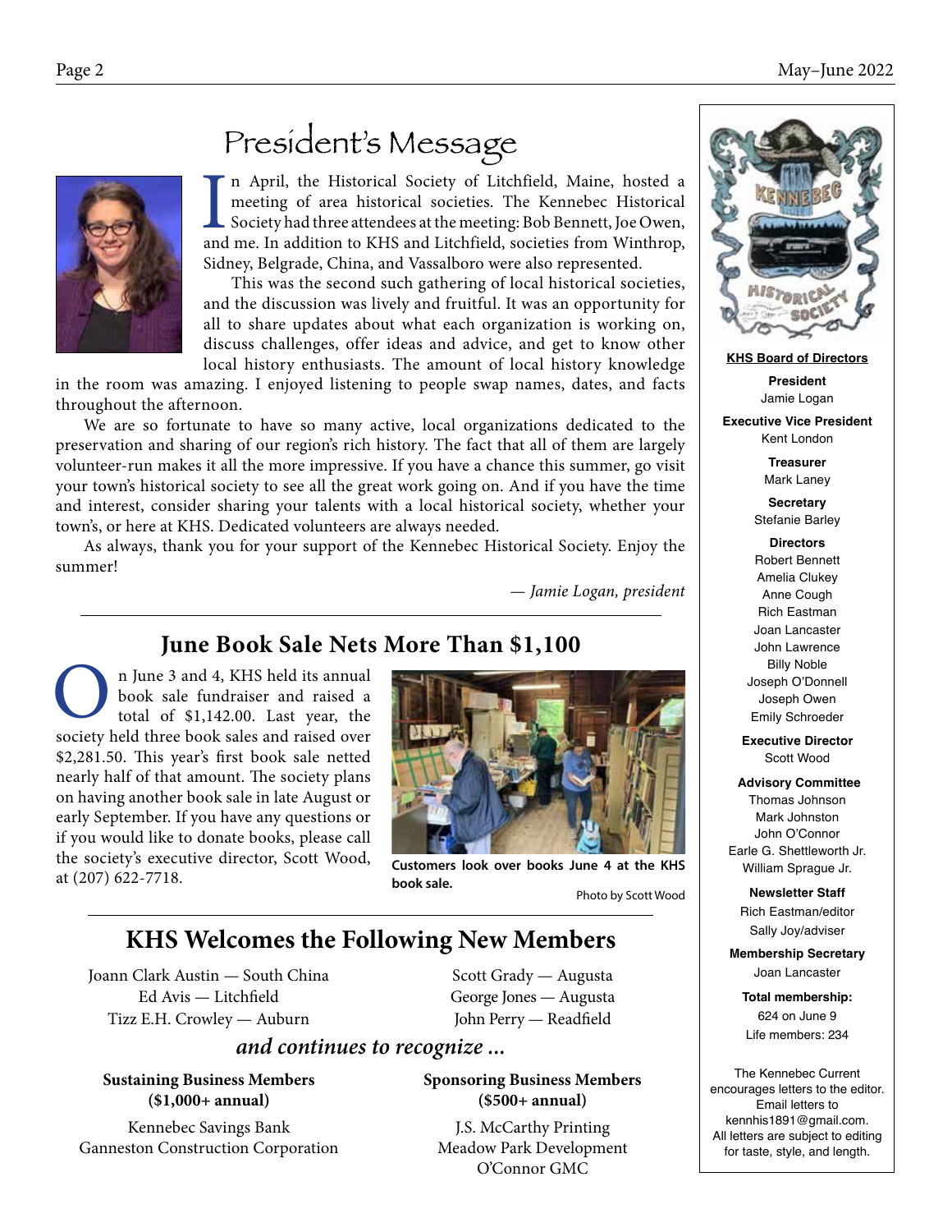# President's Message

In April, the Historical Society of Litchfield, Maine, hosted a meeting of area historical societies. The Kennebec Historical Society had three attendees at the meeting: Bob Bennett, Joe Owen, and me. In addition to KHS and Litchfield, societies from Winthrop, Sidney, Belgrade, China, and Vassalboro were also represented.

This was the second such gathering of local historical societies, and the discussion was lively and fruitful. It was an opportunity for all to share updates about what each organization is working on, discuss challenges, offer ideas and advice, and get to know other local history enthusiasts. The amount of local history knowledge in the room was amazing. I enjoyed listening to people swap names, dates, and facts throughout the afternoon.

We are so fortunate to have so many active, local organizations dedicated to the preservation and sharing of our region's rich history. The fact that all of them are largely volunteer-run makes it all the more impressive. If you have a chance this summer, go visit your town's historical society to see all the great work going on. And if you have the time and interest, consider sharing your talents with a local historical society, whether your town's, or here at KHS. Dedicated volunteers are always needed.

As always, thank you for your support of the Kennebec Historical Society. Enjoy the summer!

*— Jamie Logan, president*

## June Book Sale Nets More Than $1,100

On June 3 and 4, KHS held its annual book sale fundraiser and raised a total of $1,142.00. Last year, the society held three book sales and raised over $2,281.50. This year's first book sale netted nearly half of that amount. The society plans on having another book sale in late August or early September. If you have any questions or if you would like to donate books, please call the society's executive director, Scott Wood, at (207) 622-7718.

**Customers look over books June 4 at the KHS book sale.**

Photo by Scott Wood

## KHS Welcomes the Following New Members

Joann Clark Austin — South China
Ed Avis — Litchfield
Tizz E.H. Crowley — Auburn
Scott Grady — Augusta
George Jones — Augusta
John Perry — Readfield

### *and continues to recognize ...*

**Sustaining Business Members ($1,000+ annual)**

Kennebec Savings Bank
Ganneston Construction Corporation

**Sponsoring Business Members ($500+ annual)**

J.S. McCarthy Printing
Meadow Park Development
O'Connor GMC

---

**KHS Board of Directors**

**President**
Jamie Logan

**Executive Vice President**
Kent London

**Treasurer**
Mark Laney

**Secretary**
Stefanie Barley

**Directors**
Robert Bennett
Amelia Clukey
Anne Cough
Rich Eastman
Joan Lancaster
John Lawrence
Billy Noble
Joseph O'Donnell
Joseph Owen
Emily Schroeder

**Executive Director**
Scott Wood

**Advisory Committee**
Thomas Johnson
Mark Johnston
John O'Connor
Earle G. Shettleworth Jr.
William Sprague Jr.

**Newsletter Staff**
Rich Eastman/editor
Sally Joy/adviser

**Membership Secretary**
Joan Lancaster

**Total membership:**
624 on June 9
Life members: 234

The Kennebec Current encourages letters to the editor. Email letters to kennhis1891@gmail.com. All letters are subject to editing for taste, style, and length.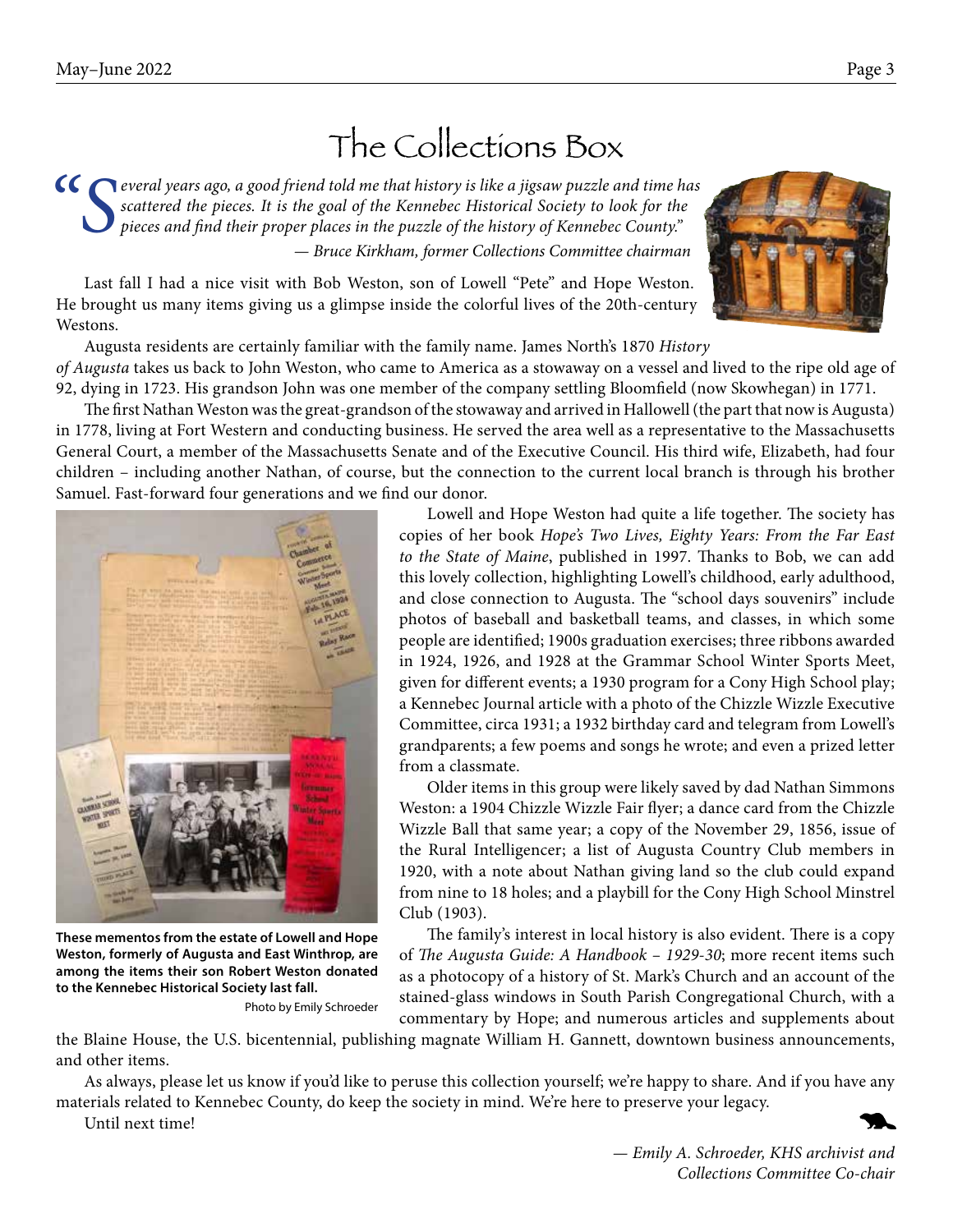# The Collections Box

> *"Several years ago, a good friend told me that history is like a jigsaw puzzle and time has scattered the pieces. It is the goal of the Kennebec Historical Society to look for the pieces and find their proper places in the puzzle of the history of Kennebec County."*
>
> *— Bruce Kirkham, former Collections Committee chairman*

Last fall I had a nice visit with Bob Weston, son of Lowell "Pete" and Hope Weston. He brought us many items giving us a glimpse inside the colorful lives of the 20th-century Westons.

Augusta residents are certainly familiar with the family name. James North's 1870 *History of Augusta* takes us back to John Weston, who came to America as a stowaway on a vessel and lived to the ripe old age of 92, dying in 1723. His grandson John was one member of the company settling Bloomfield (now Skowhegan) in 1771.

The first Nathan Weston was the great-grandson of the stowaway and arrived in Hallowell (the part that now is Augusta) in 1778, living at Fort Western and conducting business. He served the area well as a representative to the Massachusetts General Court, a member of the Massachusetts Senate and of the Executive Council. His third wife, Elizabeth, had four children – including another Nathan, of course, but the connection to the current local branch is through his brother Samuel. Fast-forward four generations and we find our donor.

**These mementos from the estate of Lowell and Hope Weston, formerly of Augusta and East Winthrop, are among the items their son Robert Weston donated to the Kennebec Historical Society last fall.**

Photo by Emily Schroeder

Lowell and Hope Weston had quite a life together. The society has copies of her book *Hope's Two Lives, Eighty Years: From the Far East to the State of Maine*, published in 1997. Thanks to Bob, we can add this lovely collection, highlighting Lowell's childhood, early adulthood, and close connection to Augusta. The "school days souvenirs" include photos of baseball and basketball teams, and classes, in which some people are identified; 1900s graduation exercises; three ribbons awarded in 1924, 1926, and 1928 at the Grammar School Winter Sports Meet, given for different events; a 1930 program for a Cony High School play; a Kennebec Journal article with a photo of the Chizzle Wizzle Executive Committee, circa 1931; a 1932 birthday card and telegram from Lowell's grandparents; a few poems and songs he wrote; and even a prized letter from a classmate.

Older items in this group were likely saved by dad Nathan Simmons Weston: a 1904 Chizzle Wizzle Fair flyer; a dance card from the Chizzle Wizzle Ball that same year; a copy of the November 29, 1856, issue of the Rural Intelligencer; a list of Augusta Country Club members in 1920, with a note about Nathan giving land so the club could expand from nine to 18 holes; and a playbill for the Cony High School Minstrel Club (1903).

The family's interest in local history is also evident. There is a copy of *The Augusta Guide: A Handbook – 1929-30*; more recent items such as a photocopy of a history of St. Mark's Church and an account of the stained-glass windows in South Parish Congregational Church, with a commentary by Hope; and numerous articles and supplements about the Blaine House, the U.S. bicentennial, publishing magnate William H. Gannett, downtown business announcements, and other items.

As always, please let us know if you'd like to peruse this collection yourself; we're happy to share. And if you have any materials related to Kennebec County, do keep the society in mind. We're here to preserve your legacy.

Until next time!

*— Emily A. Schroeder, KHS archivist and Collections Committee Co-chair*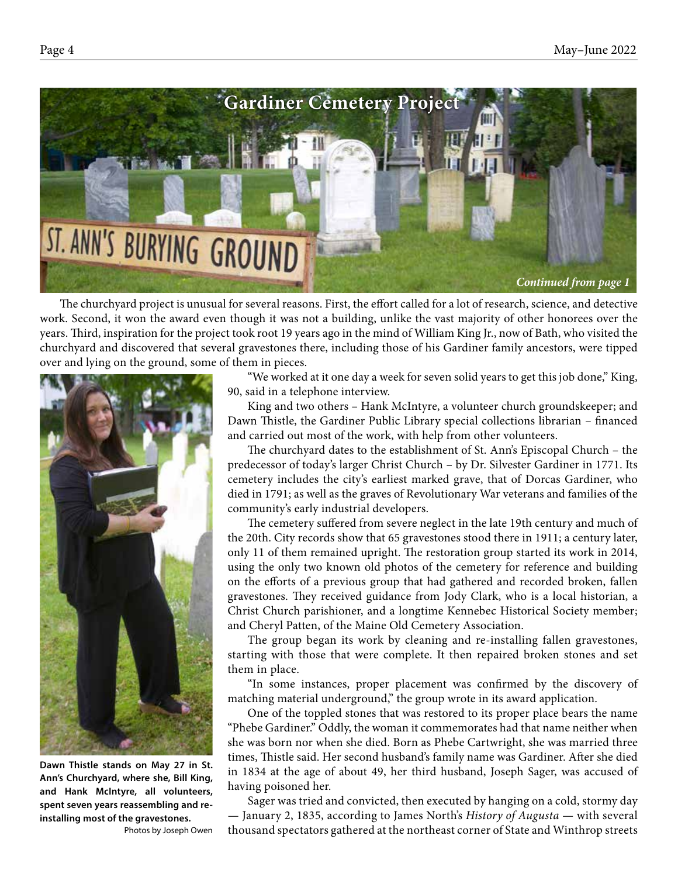# Gardiner Cemetery Project

ST. ANN'S BURYING GROUND

*Continued from page 1*

The churchyard project is unusual for several reasons. First, the effort called for a lot of research, science, and detective work. Second, it won the award even though it was not a building, unlike the vast majority of other honorees over the years. Third, inspiration for the project took root 19 years ago in the mind of William King Jr., now of Bath, who visited the churchyard and discovered that several gravestones there, including those of his Gardiner family ancestors, were tipped over and lying on the ground, some of them in pieces.

"We worked at it one day a week for seven solid years to get this job done," King, 90, said in a telephone interview.

King and two others – Hank McIntyre, a volunteer church groundskeeper; and Dawn Thistle, the Gardiner Public Library special collections librarian – financed and carried out most of the work, with help from other volunteers.

The churchyard dates to the establishment of St. Ann's Episcopal Church – the predecessor of today's larger Christ Church – by Dr. Silvester Gardiner in 1771. Its cemetery includes the city's earliest marked grave, that of Dorcas Gardiner, who died in 1791; as well as the graves of Revolutionary War veterans and families of the community's early industrial developers.

The cemetery suffered from severe neglect in the late 19th century and much of the 20th. City records show that 65 gravestones stood there in 1911; a century later, only 11 of them remained upright. The restoration group started its work in 2014, using the only two known old photos of the cemetery for reference and building on the efforts of a previous group that had gathered and recorded broken, fallen gravestones. They received guidance from Jody Clark, who is a local historian, a Christ Church parishioner, and a longtime Kennebec Historical Society member; and Cheryl Patten, of the Maine Old Cemetery Association.

The group began its work by cleaning and re-installing fallen gravestones, starting with those that were complete. It then repaired broken stones and set them in place.

"In some instances, proper placement was confirmed by the discovery of matching material underground," the group wrote in its award application.

One of the toppled stones that was restored to its proper place bears the name "Phebe Gardiner." Oddly, the woman it commemorates had that name neither when she was born nor when she died. Born as Phebe Cartwright, she was married three times, Thistle said. Her second husband's family name was Gardiner. After she died in 1834 at the age of about 49, her third husband, Joseph Sager, was accused of having poisoned her.

Sager was tried and convicted, then executed by hanging on a cold, stormy day — January 2, 1835, according to James North's *History of Augusta* — with several thousand spectators gathered at the northeast corner of State and Winthrop streets

**Dawn Thistle stands on May 27 in St. Ann's Churchyard, where she, Bill King, and Hank McIntyre, all volunteers, spent seven years reassembling and re-installing most of the gravestones.**

Photos by Joseph Owen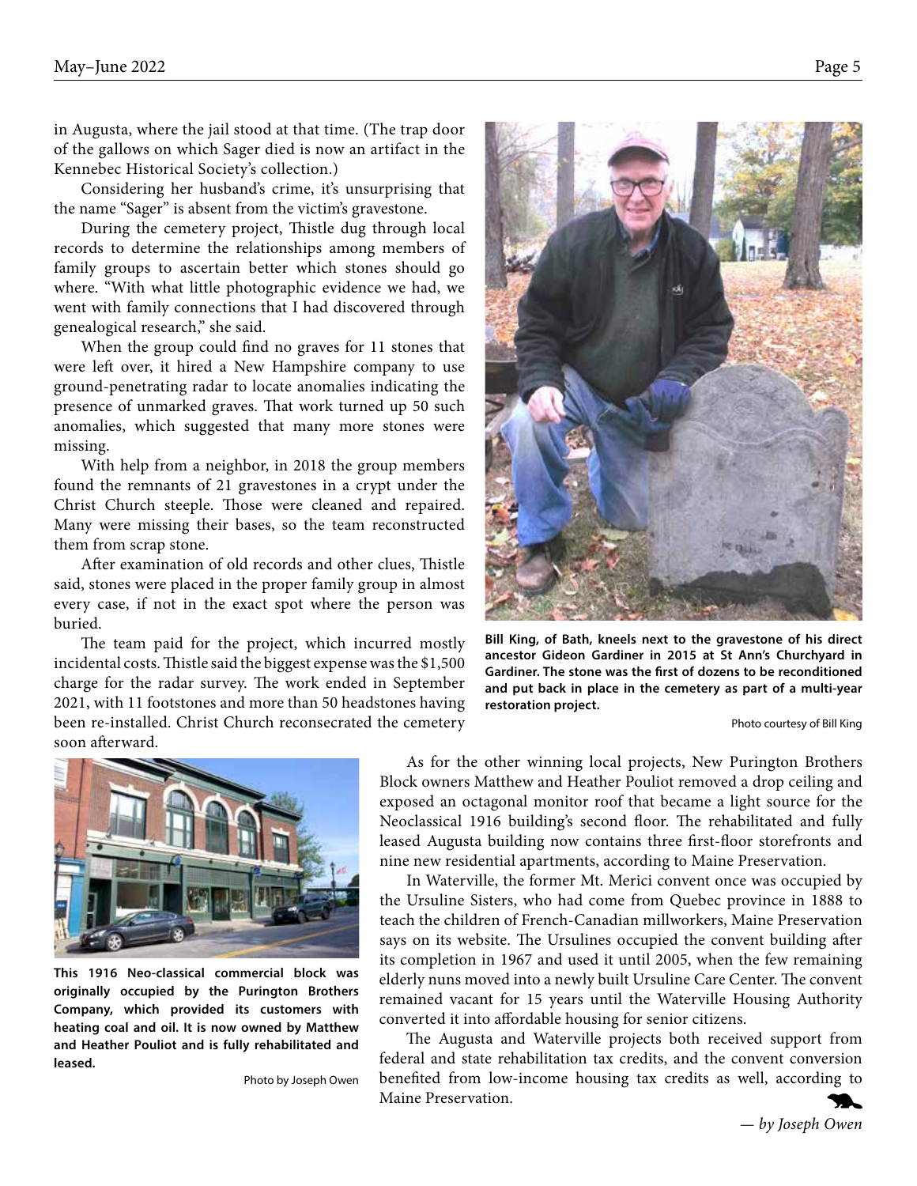in Augusta, where the jail stood at that time. (The trap door of the gallows on which Sager died is now an artifact in the Kennebec Historical Society's collection.)

Considering her husband's crime, it's unsurprising that the name "Sager" is absent from the victim's gravestone.

During the cemetery project, Thistle dug through local records to determine the relationships among members of family groups to ascertain better which stones should go where. "With what little photographic evidence we had, we went with family connections that I had discovered through genealogical research," she said.

When the group could find no graves for 11 stones that were left over, it hired a New Hampshire company to use ground-penetrating radar to locate anomalies indicating the presence of unmarked graves. That work turned up 50 such anomalies, which suggested that many more stones were missing.

With help from a neighbor, in 2018 the group members found the remnants of 21 gravestones in a crypt under the Christ Church steeple. Those were cleaned and repaired. Many were missing their bases, so the team reconstructed them from scrap stone.

After examination of old records and other clues, Thistle said, stones were placed in the proper family group in almost every case, if not in the exact spot where the person was buried.

The team paid for the project, which incurred mostly incidental costs. Thistle said the biggest expense was the $1,500 charge for the radar survey. The work ended in September 2021, with 11 footstones and more than 50 headstones having been re-installed. Christ Church reconsecrated the cemetery soon afterward.

**Bill King, of Bath, kneels next to the gravestone of his direct ancestor Gideon Gardiner in 2015 at St Ann's Churchyard in Gardiner. The stone was the first of dozens to be reconditioned and put back in place in the cemetery as part of a multi-year restoration project.**

Photo courtesy of Bill King

**This 1916 Neo-classical commercial block was originally occupied by the Purington Brothers Company, which provided its customers with heating coal and oil. It is now owned by Matthew and Heather Pouliot and is fully rehabilitated and leased.**

Photo by Joseph Owen

As for the other winning local projects, New Purington Brothers Block owners Matthew and Heather Pouliot removed a drop ceiling and exposed an octagonal monitor roof that became a light source for the Neoclassical 1916 building's second floor. The rehabilitated and fully leased Augusta building now contains three first-floor storefronts and nine new residential apartments, according to Maine Preservation.

In Waterville, the former Mt. Merici convent once was occupied by the Ursuline Sisters, who had come from Quebec province in 1888 to teach the children of French-Canadian millworkers, Maine Preservation says on its website. The Ursulines occupied the convent building after its completion in 1967 and used it until 2005, when the few remaining elderly nuns moved into a newly built Ursuline Care Center. The convent remained vacant for 15 years until the Waterville Housing Authority converted it into affordable housing for senior citizens.

The Augusta and Waterville projects both received support from federal and state rehabilitation tax credits, and the convent conversion benefited from low-income housing tax credits as well, according to Maine Preservation.

*— by Joseph Owen*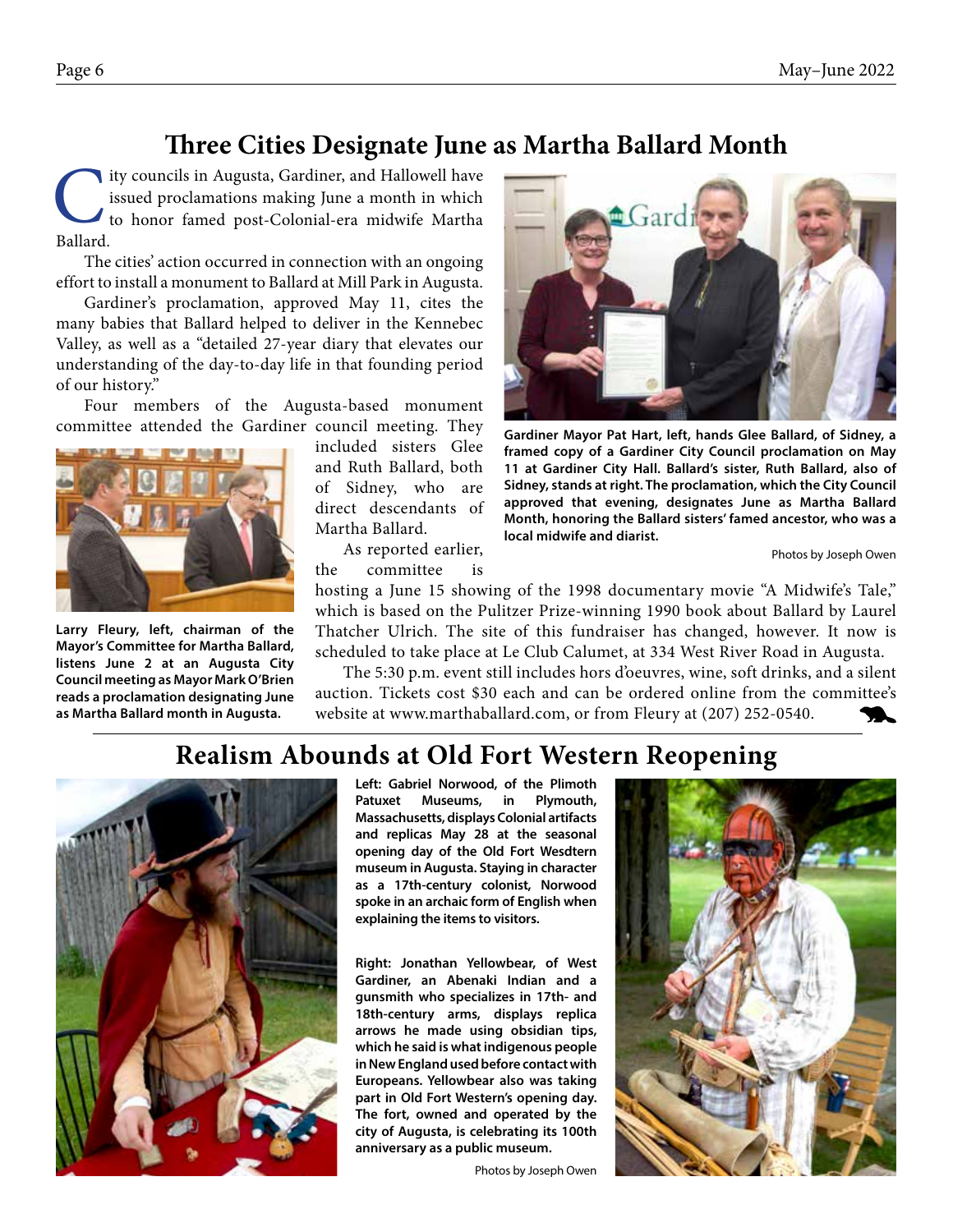## Three Cities Designate June as Martha Ballard Month

City councils in Augusta, Gardiner, and Hallowell have issued proclamations making June a month in which to honor famed post-Colonial-era midwife Martha Ballard.

The cities' action occurred in connection with an ongoing effort to install a monument to Ballard at Mill Park in Augusta.

Gardiner's proclamation, approved May 11, cites the many babies that Ballard helped to deliver in the Kennebec Valley, as well as a "detailed 27-year diary that elevates our understanding of the day-to-day life in that founding period of our history."

Four members of the Augusta-based monument committee attended the Gardiner council meeting. They included sisters Glee and Ruth Ballard, both of Sidney, who are direct descendants of Martha Ballard.

As reported earlier, the committee is hosting a June 15 showing of the 1998 documentary movie "A Midwife's Tale," which is based on the Pulitzer Prize-winning 1990 book about Ballard by Laurel Thatcher Ulrich. The site of this fundraiser has changed, however. It now is scheduled to take place at Le Club Calumet, at 334 West River Road in Augusta.

The 5:30 p.m. event still includes hors d'oeuvres, wine, soft drinks, and a silent auction. Tickets cost $30 each and can be ordered online from the committee's website at www.marthaballard.com, or from Fleury at (207) 252-0540.

**Gardiner Mayor Pat Hart, left, hands Glee Ballard, of Sidney, a framed copy of a Gardiner City Council proclamation on May 11 at Gardiner City Hall. Ballard's sister, Ruth Ballard, also of Sidney, stands at right. The proclamation, which the City Council approved that evening, designates June as Martha Ballard Month, honoring the Ballard sisters' famed ancestor, who was a local midwife and diarist.**

**Larry Fleury, left, chairman of the Mayor's Committee for Martha Ballard, listens June 2 at an Augusta City Council meeting as Mayor Mark O'Brien reads a proclamation designating June as Martha Ballard month in Augusta.**

Photos by Joseph Owen

## Realism Abounds at Old Fort Western Reopening

**Left: Gabriel Norwood, of the Plimoth Patuxet Museums, in Plymouth, Massachusetts, displays Colonial artifacts and replicas May 28 at the seasonal opening day of the Old Fort Wesdtern museum in Augusta. Staying in character as a 17th-century colonist, Norwood spoke in an archaic form of English when explaining the items to visitors.**

**Right: Jonathan Yellowbear, of West Gardiner, an Abenaki Indian and a gunsmith who specializes in 17th- and 18th-century arms, displays replica arrows he made using obsidian tips, which he said is what indigenous people in New England used before contact with Europeans. Yellowbear also was taking part in Old Fort Western's opening day. The fort, owned and operated by the city of Augusta, is celebrating its 100th anniversary as a public museum.**

Photos by Joseph Owen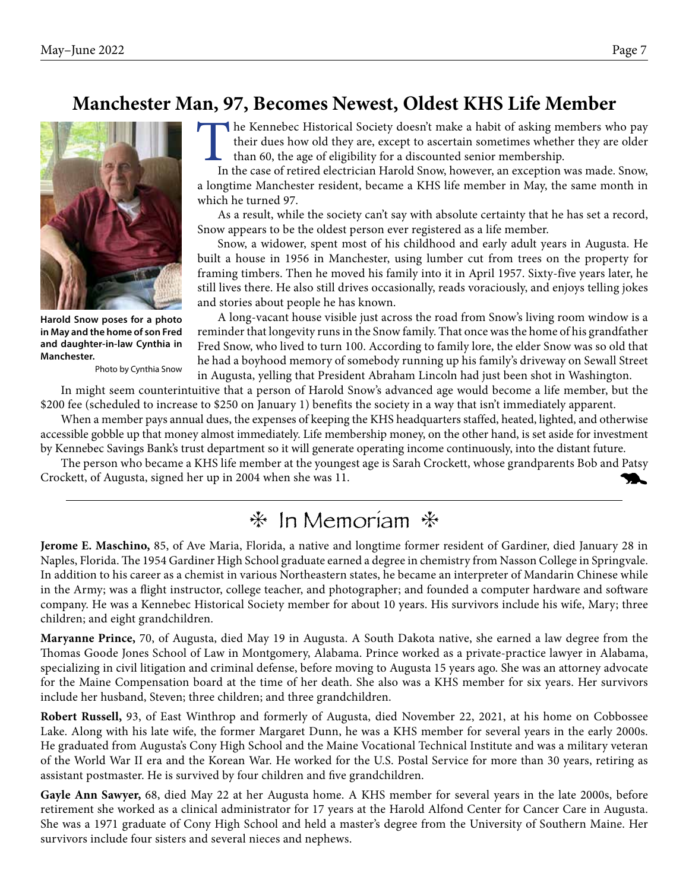## Manchester Man, 97, Becomes Newest, Oldest KHS Life Member

Harold Snow poses for a photo in May and the home of son Fred and daughter-in-law Cynthia in Manchester.

Photo by Cynthia Snow

The Kennebec Historical Society doesn't make a habit of asking members who pay their dues how old they are, except to ascertain sometimes whether they are older than 60, the age of eligibility for a discounted senior membership.

In the case of retired electrician Harold Snow, however, an exception was made. Snow, a longtime Manchester resident, became a KHS life member in May, the same month in which he turned 97.

As a result, while the society can't say with absolute certainty that he has set a record, Snow appears to be the oldest person ever registered as a life member.

Snow, a widower, spent most of his childhood and early adult years in Augusta. He built a house in 1956 in Manchester, using lumber cut from trees on the property for framing timbers. Then he moved his family into it in April 1957. Sixty-five years later, he still lives there. He also still drives occasionally, reads voraciously, and enjoys telling jokes and stories about people he has known.

A long-vacant house visible just across the road from Snow's living room window is a reminder that longevity runs in the Snow family. That once was the home of his grandfather Fred Snow, who lived to turn 100. According to family lore, the elder Snow was so old that he had a boyhood memory of somebody running up his family's driveway on Sewall Street in Augusta, yelling that President Abraham Lincoln had just been shot in Washington.

In might seem counterintuitive that a person of Harold Snow's advanced age would become a life member, but the $200 fee (scheduled to increase to $250 on January 1) benefits the society in a way that isn't immediately apparent.

When a member pays annual dues, the expenses of keeping the KHS headquarters staffed, heated, lighted, and otherwise accessible gobble up that money almost immediately. Life membership money, on the other hand, is set aside for investment by Kennebec Savings Bank's trust department so it will generate operating income continuously, into the distant future.

The person who became a KHS life member at the youngest age is Sarah Crockett, whose grandparents Bob and Patsy Crockett, of Augusta, signed her up in 2004 when she was 11.

## ❈ In Memoriam ❈

**Jerome E. Maschino,** 85, of Ave Maria, Florida, a native and longtime former resident of Gardiner, died January 28 in Naples, Florida. The 1954 Gardiner High School graduate earned a degree in chemistry from Nasson College in Springvale. In addition to his career as a chemist in various Northeastern states, he became an interpreter of Mandarin Chinese while in the Army; was a flight instructor, college teacher, and photographer; and founded a computer hardware and software company. He was a Kennebec Historical Society member for about 10 years. His survivors include his wife, Mary; three children; and eight grandchildren.

**Maryanne Prince,** 70, of Augusta, died May 19 in Augusta. A South Dakota native, she earned a law degree from the Thomas Goode Jones School of Law in Montgomery, Alabama. Prince worked as a private-practice lawyer in Alabama, specializing in civil litigation and criminal defense, before moving to Augusta 15 years ago. She was an attorney advocate for the Maine Compensation board at the time of her death. She also was a KHS member for six years. Her survivors include her husband, Steven; three children; and three grandchildren.

**Robert Russell,** 93, of East Winthrop and formerly of Augusta, died November 22, 2021, at his home on Cobbossee Lake. Along with his late wife, the former Margaret Dunn, he was a KHS member for several years in the early 2000s. He graduated from Augusta's Cony High School and the Maine Vocational Technical Institute and was a military veteran of the World War II era and the Korean War. He worked for the U.S. Postal Service for more than 30 years, retiring as assistant postmaster. He is survived by four children and five grandchildren.

**Gayle Ann Sawyer,** 68, died May 22 at her Augusta home. A KHS member for several years in the late 2000s, before retirement she worked as a clinical administrator for 17 years at the Harold Alfond Center for Cancer Care in Augusta. She was a 1971 graduate of Cony High School and held a master's degree from the University of Southern Maine. Her survivors include four sisters and several nieces and nephews.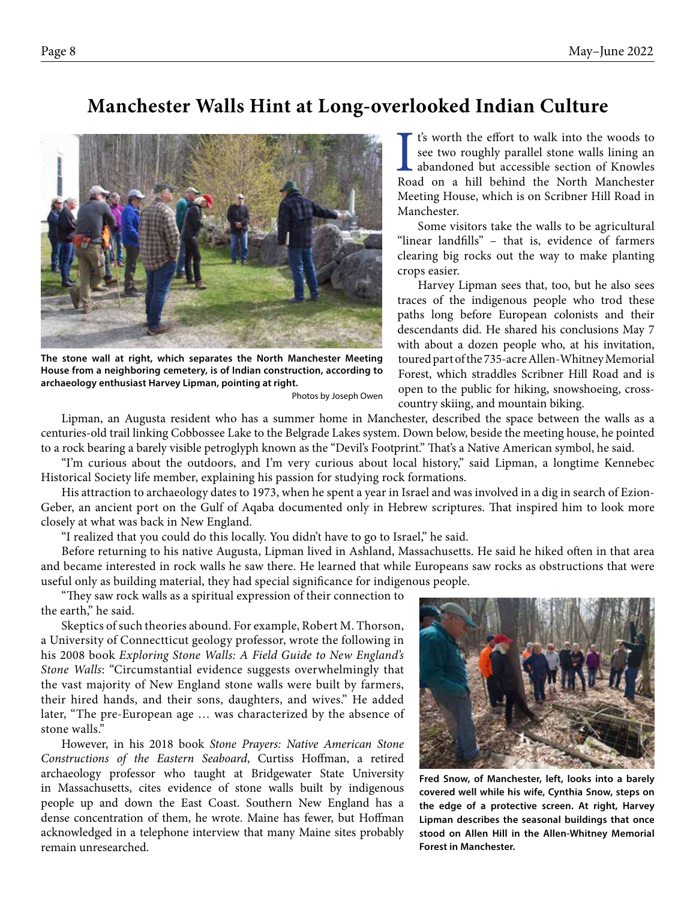# Manchester Walls Hint at Long-overlooked Indian Culture

The stone wall at right, which separates the North Manchester Meeting House from a neighboring cemetery, is of Indian construction, according to archaeology enthusiast Harvey Lipman, pointing at right.

Photos by Joseph Owen

It's worth the effort to walk into the woods to see two roughly parallel stone walls lining an abandoned but accessible section of Knowles Road on a hill behind the North Manchester Meeting House, which is on Scribner Hill Road in Manchester.

Some visitors take the walls to be agricultural "linear landfills" – that is, evidence of farmers clearing big rocks out the way to make planting crops easier.

Harvey Lipman sees that, too, but he also sees traces of the indigenous people who trod these paths long before European colonists and their descendants did. He shared his conclusions May 7 with about a dozen people who, at his invitation, toured part of the 735-acre Allen-Whitney Memorial Forest, which straddles Scribner Hill Road and is open to the public for hiking, snowshoeing, cross-country skiing, and mountain biking.

Lipman, an Augusta resident who has a summer home in Manchester, described the space between the walls as a centuries-old trail linking Cobbossee Lake to the Belgrade Lakes system. Down below, beside the meeting house, he pointed to a rock bearing a barely visible petroglyph known as the "Devil's Footprint." That's a Native American symbol, he said.

"I'm curious about the outdoors, and I'm very curious about local history," said Lipman, a longtime Kennebec Historical Society life member, explaining his passion for studying rock formations.

His attraction to archaeology dates to 1973, when he spent a year in Israel and was involved in a dig in search of Ezion-Geber, an ancient port on the Gulf of Aqaba documented only in Hebrew scriptures. That inspired him to look more closely at what was back in New England.

"I realized that you could do this locally. You didn't have to go to Israel," he said.

Before returning to his native Augusta, Lipman lived in Ashland, Massachusetts. He said he hiked often in that area and became interested in rock walls he saw there. He learned that while Europeans saw rocks as obstructions that were useful only as building material, they had special significance for indigenous people.

"They saw rock walls as a spiritual expression of their connection to the earth," he said.

Skeptics of such theories abound. For example, Robert M. Thorson, a University of Connecticut geology professor, wrote the following in his 2008 book *Exploring Stone Walls: A Field Guide to New England's Stone Walls*: "Circumstantial evidence suggests overwhelmingly that the vast majority of New England stone walls were built by farmers, their hired hands, and their sons, daughters, and wives." He added later, "The pre-European age … was characterized by the absence of stone walls."

However, in his 2018 book *Stone Prayers: Native American Stone Constructions of the Eastern Seaboard*, Curtiss Hoffman, a retired archaeology professor who taught at Bridgewater State University in Massachusetts, cites evidence of stone walls built by indigenous people up and down the East Coast. Southern New England has a dense concentration of them, he wrote. Maine has fewer, but Hoffman acknowledged in a telephone interview that many Maine sites probably remain unresearched.

Fred Snow, of Manchester, left, looks into a barely covered well while his wife, Cynthia Snow, steps on the edge of a protective screen. At right, Harvey Lipman describes the seasonal buildings that once stood on Allen Hill in the Allen-Whitney Memorial Forest in Manchester.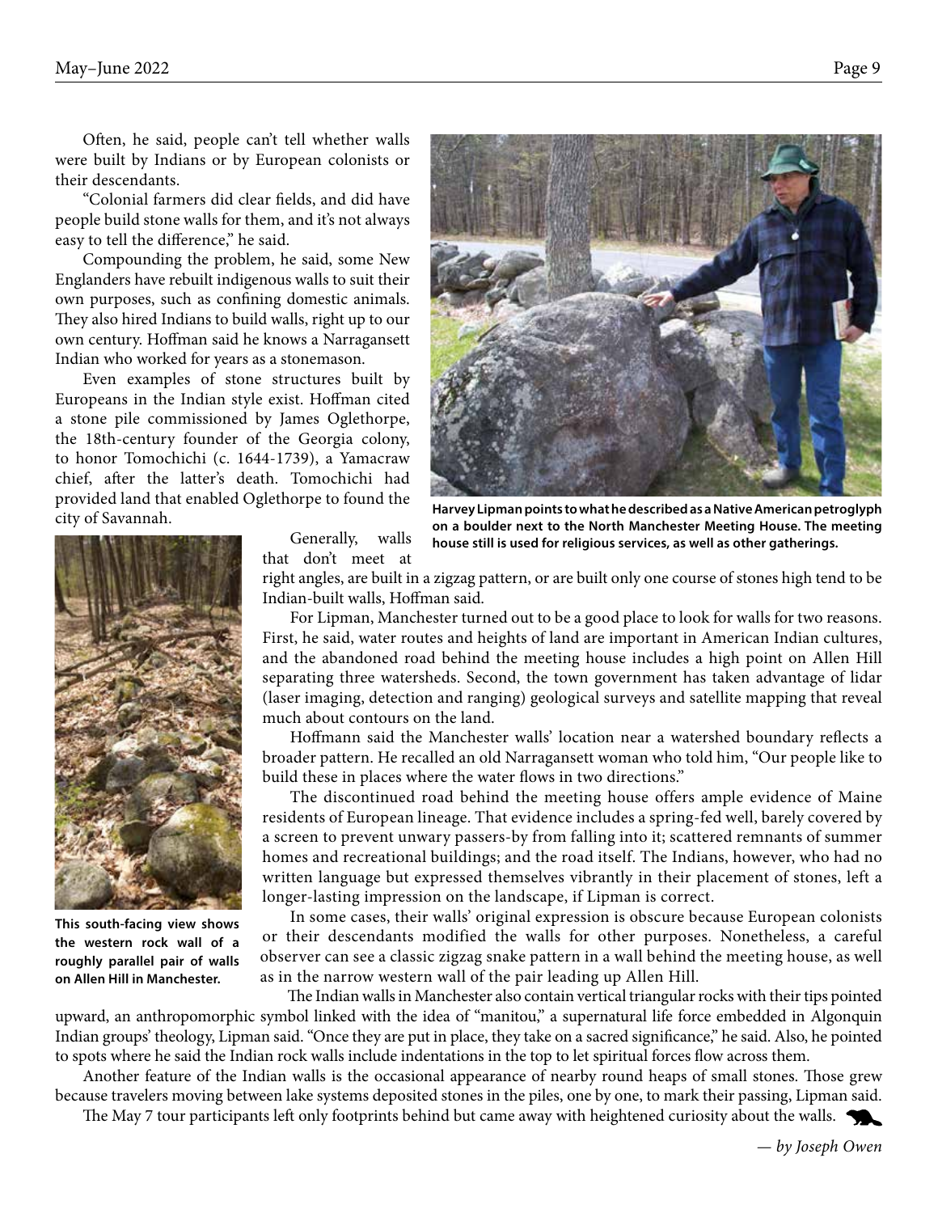Often, he said, people can't tell whether walls were built by Indians or by European colonists or their descendants.

"Colonial farmers did clear fields, and did have people build stone walls for them, and it's not always easy to tell the difference," he said.

Compounding the problem, he said, some New Englanders have rebuilt indigenous walls to suit their own purposes, such as confining domestic animals. They also hired Indians to build walls, right up to our own century. Hoffman said he knows a Narragansett Indian who worked for years as a stonemason.

Even examples of stone structures built by Europeans in the Indian style exist. Hoffman cited a stone pile commissioned by James Oglethorpe, the 18th-century founder of the Georgia colony, to honor Tomochichi (c. 1644-1739), a Yamacraw chief, after the latter's death. Tomochichi had provided land that enabled Oglethorpe to found the city of Savannah.

**Harvey Lipman points to what he described as a Native American petroglyph on a boulder next to the North Manchester Meeting House. The meeting house still is used for religious services, as well as other gatherings.**

Generally, walls that don't meet at right angles, are built in a zigzag pattern, or are built only one course of stones high tend to be Indian-built walls, Hoffman said.

For Lipman, Manchester turned out to be a good place to look for walls for two reasons. First, he said, water routes and heights of land are important in American Indian cultures, and the abandoned road behind the meeting house includes a high point on Allen Hill separating three watersheds. Second, the town government has taken advantage of lidar (laser imaging, detection and ranging) geological surveys and satellite mapping that reveal much about contours on the land.

Hoffmann said the Manchester walls' location near a watershed boundary reflects a broader pattern. He recalled an old Narragansett woman who told him, "Our people like to build these in places where the water flows in two directions."

The discontinued road behind the meeting house offers ample evidence of Maine residents of European lineage. That evidence includes a spring-fed well, barely covered by a screen to prevent unwary passers-by from falling into it; scattered remnants of summer homes and recreational buildings; and the road itself. The Indians, however, who had no written language but expressed themselves vibrantly in their placement of stones, left a longer-lasting impression on the landscape, if Lipman is correct.

In some cases, their walls' original expression is obscure because European colonists or their descendants modified the walls for other purposes. Nonetheless, a careful observer can see a classic zigzag snake pattern in a wall behind the meeting house, as well as in the narrow western wall of the pair leading up Allen Hill.

**This south-facing view shows the western rock wall of a roughly parallel pair of walls on Allen Hill in Manchester.**

The Indian walls in Manchester also contain vertical triangular rocks with their tips pointed upward, an anthropomorphic symbol linked with the idea of "manitou," a supernatural life force embedded in Algonquin Indian groups' theology, Lipman said. "Once they are put in place, they take on a sacred significance," he said. Also, he pointed to spots where he said the Indian rock walls include indentations in the top to let spiritual forces flow across them.

Another feature of the Indian walls is the occasional appearance of nearby round heaps of small stones. Those grew because travelers moving between lake systems deposited stones in the piles, one by one, to mark their passing, Lipman said.

The May 7 tour participants left only footprints behind but came away with heightened curiosity about the walls.

*— by Joseph Owen*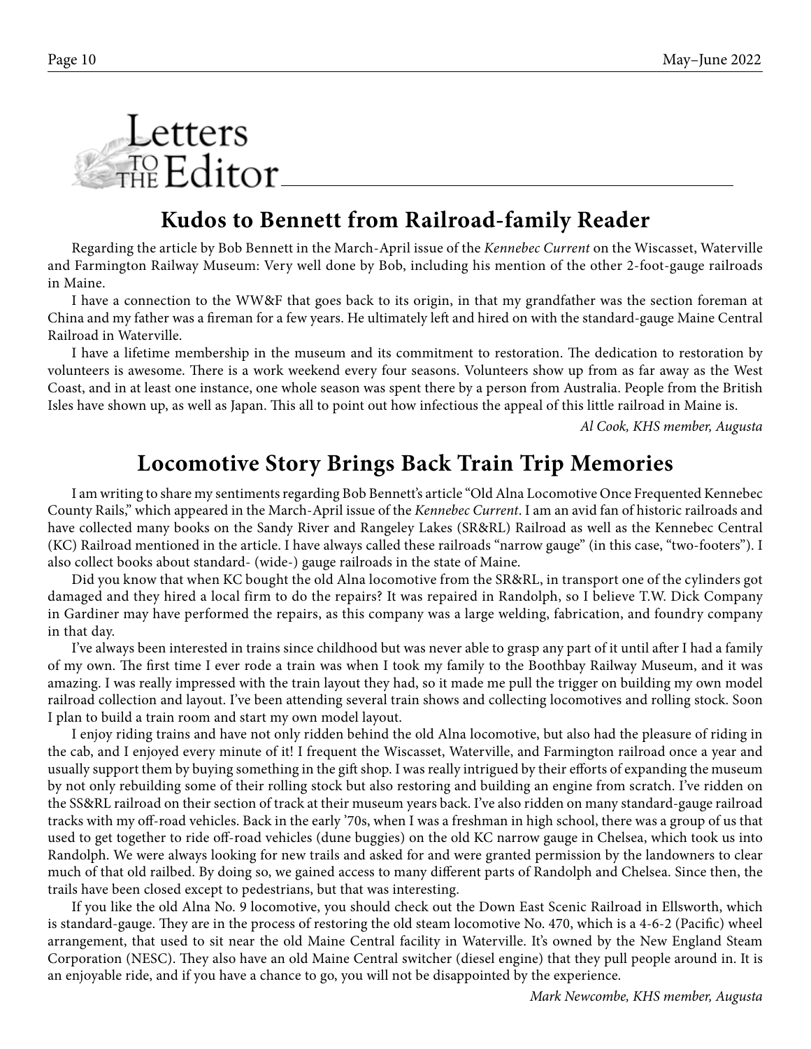# Letters to the Editor

## Kudos to Bennett from Railroad-family Reader

Regarding the article by Bob Bennett in the March-April issue of the *Kennebec Current* on the Wiscasset, Waterville and Farmington Railway Museum: Very well done by Bob, including his mention of the other 2-foot-gauge railroads in Maine.

I have a connection to the WW&F that goes back to its origin, in that my grandfather was the section foreman at China and my father was a fireman for a few years. He ultimately left and hired on with the standard-gauge Maine Central Railroad in Waterville.

I have a lifetime membership in the museum and its commitment to restoration. The dedication to restoration by volunteers is awesome. There is a work weekend every four seasons. Volunteers show up from as far away as the West Coast, and in at least one instance, one whole season was spent there by a person from Australia. People from the British Isles have shown up, as well as Japan. This all to point out how infectious the appeal of this little railroad in Maine is.

*Al Cook, KHS member, Augusta*

## Locomotive Story Brings Back Train Trip Memories

I am writing to share my sentiments regarding Bob Bennett's article "Old Alna Locomotive Once Frequented Kennebec County Rails," which appeared in the March-April issue of the *Kennebec Current*. I am an avid fan of historic railroads and have collected many books on the Sandy River and Rangeley Lakes (SR&RL) Railroad as well as the Kennebec Central (KC) Railroad mentioned in the article. I have always called these railroads "narrow gauge" (in this case, "two-footers"). I also collect books about standard- (wide-) gauge railroads in the state of Maine.

Did you know that when KC bought the old Alna locomotive from the SR&RL, in transport one of the cylinders got damaged and they hired a local firm to do the repairs? It was repaired in Randolph, so I believe T.W. Dick Company in Gardiner may have performed the repairs, as this company was a large welding, fabrication, and foundry company in that day.

I've always been interested in trains since childhood but was never able to grasp any part of it until after I had a family of my own. The first time I ever rode a train was when I took my family to the Boothbay Railway Museum, and it was amazing. I was really impressed with the train layout they had, so it made me pull the trigger on building my own model railroad collection and layout. I've been attending several train shows and collecting locomotives and rolling stock. Soon I plan to build a train room and start my own model layout.

I enjoy riding trains and have not only ridden behind the old Alna locomotive, but also had the pleasure of riding in the cab, and I enjoyed every minute of it! I frequent the Wiscasset, Waterville, and Farmington railroad once a year and usually support them by buying something in the gift shop. I was really intrigued by their efforts of expanding the museum by not only rebuilding some of their rolling stock but also restoring and building an engine from scratch. I've ridden on the SS&RL railroad on their section of track at their museum years back. I've also ridden on many standard-gauge railroad tracks with my off-road vehicles. Back in the early '70s, when I was a freshman in high school, there was a group of us that used to get together to ride off-road vehicles (dune buggies) on the old KC narrow gauge in Chelsea, which took us into Randolph. We were always looking for new trails and asked for and were granted permission by the landowners to clear much of that old railbed. By doing so, we gained access to many different parts of Randolph and Chelsea. Since then, the trails have been closed except to pedestrians, but that was interesting.

If you like the old Alna No. 9 locomotive, you should check out the Down East Scenic Railroad in Ellsworth, which is standard-gauge. They are in the process of restoring the old steam locomotive No. 470, which is a 4-6-2 (Pacific) wheel arrangement, that used to sit near the old Maine Central facility in Waterville. It's owned by the New England Steam Corporation (NESC). They also have an old Maine Central switcher (diesel engine) that they pull people around in. It is an enjoyable ride, and if you have a chance to go, you will not be disappointed by the experience.

*Mark Newcombe, KHS member, Augusta*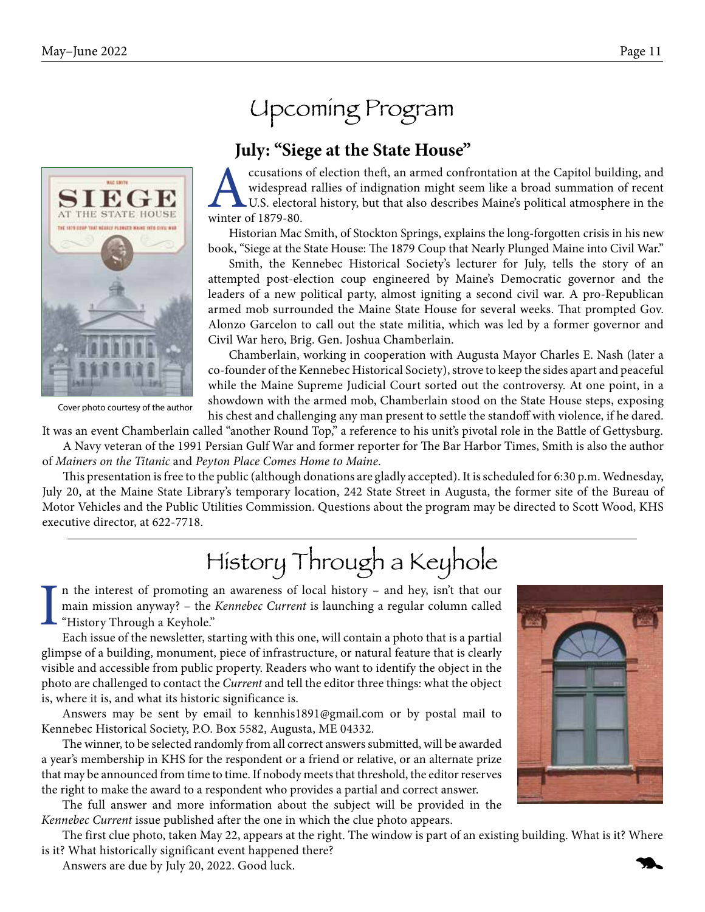# Upcoming Program

## July: "Siege at the State House"

Accusations of election theft, an armed confrontation at the Capitol building, and widespread rallies of indignation might seem like a broad summation of recent U.S. electoral history, but that also describes Maine's political atmosphere in the winter of 1879-80.

Historian Mac Smith, of Stockton Springs, explains the long-forgotten crisis in his new book, "Siege at the State House: The 1879 Coup that Nearly Plunged Maine into Civil War."

Smith, the Kennebec Historical Society's lecturer for July, tells the story of an attempted post-election coup engineered by Maine's Democratic governor and the leaders of a new political party, almost igniting a second civil war. A pro-Republican armed mob surrounded the Maine State House for several weeks. That prompted Gov. Alonzo Garcelon to call out the state militia, which was led by a former governor and Civil War hero, Brig. Gen. Joshua Chamberlain.

Chamberlain, working in cooperation with Augusta Mayor Charles E. Nash (later a co-founder of the Kennebec Historical Society), strove to keep the sides apart and peaceful while the Maine Supreme Judicial Court sorted out the controversy. At one point, in a showdown with the armed mob, Chamberlain stood on the State House steps, exposing his chest and challenging any man present to settle the standoff with violence, if he dared. It was an event Chamberlain called "another Round Top," a reference to his unit's pivotal role in the Battle of Gettysburg.

Cover photo courtesy of the author

A Navy veteran of the 1991 Persian Gulf War and former reporter for The Bar Harbor Times, Smith is also the author of *Mainers on the Titanic* and *Peyton Place Comes Home to Maine*.

This presentation is free to the public (although donations are gladly accepted). It is scheduled for 6:30 p.m. Wednesday, July 20, at the Maine State Library's temporary location, 242 State Street in Augusta, the former site of the Bureau of Motor Vehicles and the Public Utilities Commission. Questions about the program may be directed to Scott Wood, KHS executive director, at 622-7718.

---

# History Through a Keyhole

In the interest of promoting an awareness of local history – and hey, isn't that our main mission anyway? – the *Kennebec Current* is launching a regular column called "History Through a Keyhole."

Each issue of the newsletter, starting with this one, will contain a photo that is a partial glimpse of a building, monument, piece of infrastructure, or natural feature that is clearly visible and easily accessible from public property. Readers who want to identify the object in the photo are challenged to contact the *Current* and tell the editor three things: what the object is, where it is, and what its historic significance is.

Answers may be sent by email to kennhis1891@gmail.com or by postal mail to Kennebec Historical Society, P.O. Box 5582, Augusta, ME 04332.

The winner, to be selected randomly from all correct answers submitted, will be awarded a year's membership in KHS for the respondent or a friend or relative, or an alternate prize that may be announced from time to time. If nobody meets that threshold, the editor reserves the right to make the award to a respondent who provides a partial and correct answer.

The full answer and more information about the subject will be provided in the *Kennebec Current* issue published after the one in which the clue photo appears.

The first clue photo, taken May 22, appears at the right. The window is part of an existing building. What is it? Where is it? What historically significant event happened there?

Answers are due by July 20, 2022. Good luck.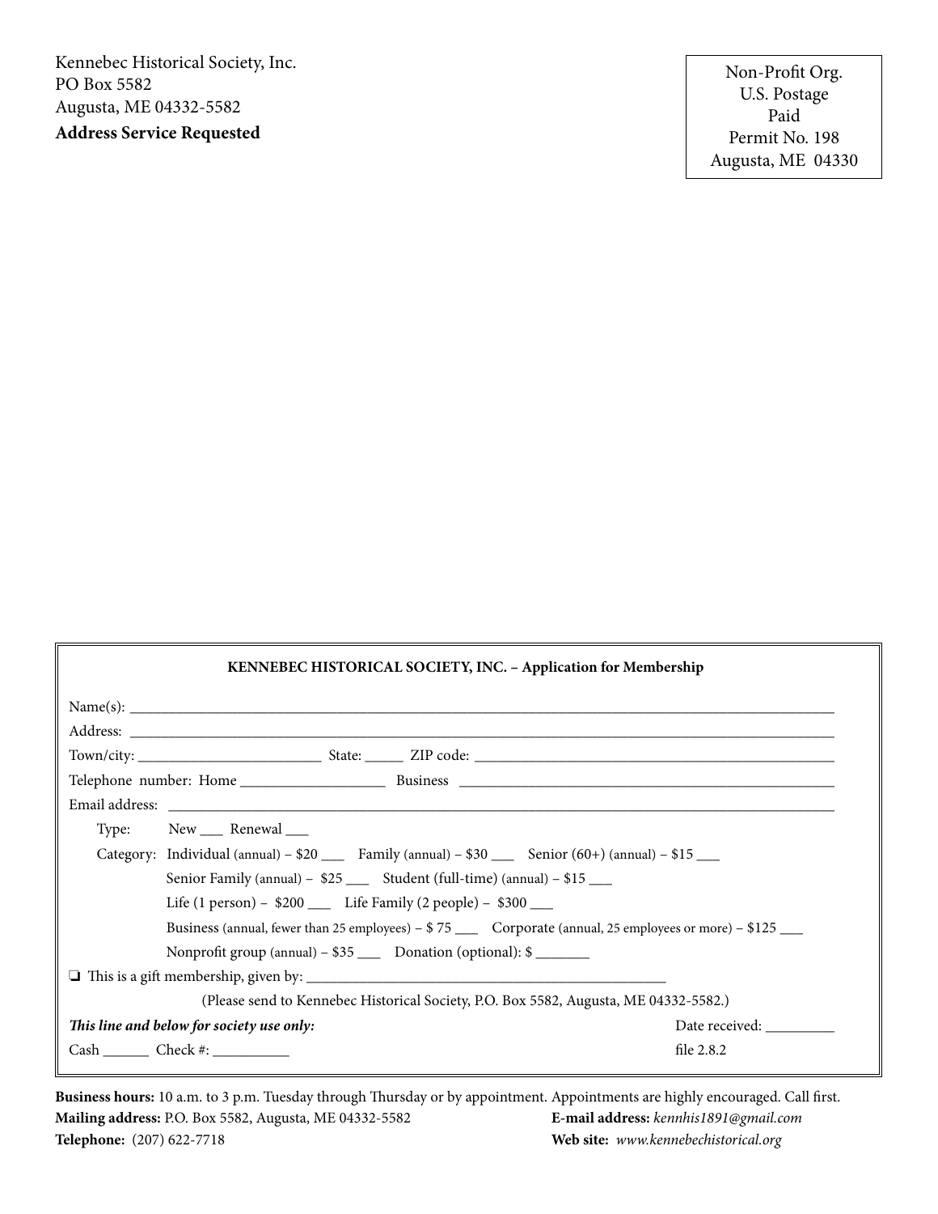Kennebec Historical Society, Inc.
PO Box 5582
Augusta, ME 04332-5582
**Address Service Requested**

Non-Profit Org.
U.S. Postage
Paid
Permit No. 198
Augusta, ME 04330

**KENNEBEC HISTORICAL SOCIETY, INC. – Application for Membership**

Name(s): ______________________________________________________________________________

Address: ______________________________________________________________________________

Town/city: ______________________ State: _____ ZIP code: ____________________________________

Telephone number: Home _________________ Business __________________________________

Email address: __________________________________________________________________________

Type: New ___ Renewal ___

Category: Individual (annual) – $20 ___ Family (annual) – $30 ___ Senior (60+) (annual) – $15 ___

Senior Family (annual) – $25 ___ Student (full-time) (annual) – $15 ___

Life (1 person) – $200 ___ Life Family (2 people) – $300 ___

Business (annual, fewer than 25 employees) – $ 75 ___ Corporate (annual, 25 employees or more) – $125 ___

Nonprofit group (annual) – $35 ___ Donation (optional): $ _______

❏ This is a gift membership, given by: ___________________________________________

(Please send to Kennebec Historical Society, P.O. Box 5582, Augusta, ME 04332-5582.)

***This line and below for society use only:*** Date received: _________

Cash ______ Check #: __________ file 2.8.2

**Business hours:** 10 a.m. to 3 p.m. Tuesday through Thursday or by appointment. Appointments are highly encouraged. Call first.

**Mailing address:** P.O. Box 5582, Augusta, ME 04332-5582

**E-mail address:** *kennhis1891@gmail.com*

**Telephone:** (207) 622-7718

**Web site:** *www.kennebechistorical.org*